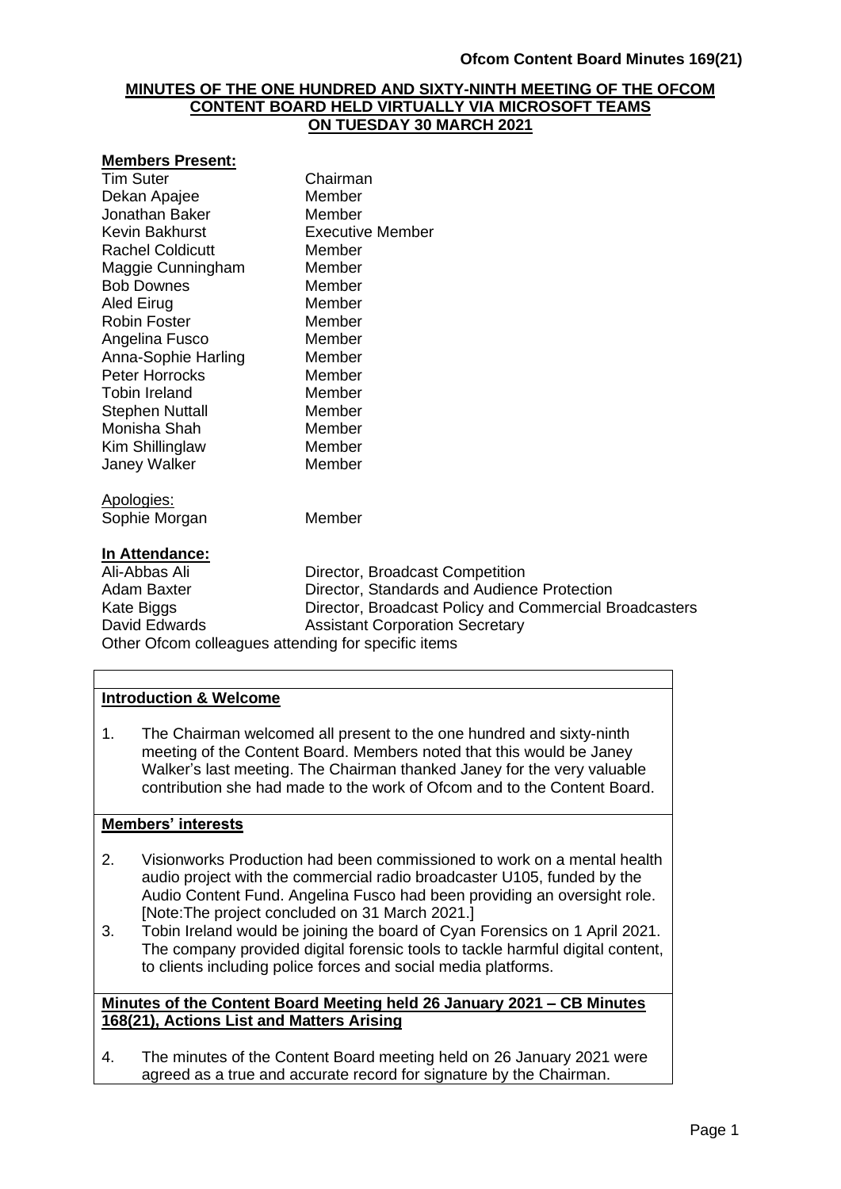# MINUTES OF THE ONE HUNDRED AND SIXTY-NINTH MEETING OF THE OFCOM CONTENT BOARD HELD VIRTUALLY VIA MICROSOFT TEAMS ON TUESDAY 30 MARCH 2021

**Members Present:**

| | |
|---|---|
| Tim Suter | Chairman |
| Dekan Apajee | Member |
| Jonathan Baker | Member |
| Kevin Bakhurst | Executive Member |
| Rachel Coldicutt | Member |
| Maggie Cunningham | Member |
| Bob Downes | Member |
| Aled Eirug | Member |
| Robin Foster | Member |
| Angelina Fusco | Member |
| Anna-Sophie Harling | Member |
| Peter Horrocks | Member |
| Tobin Ireland | Member |
| Stephen Nuttall | Member |
| Monisha Shah | Member |
| Kim Shillinglaw | Member |
| Janey Walker | Member |

Apologies:

| | |
|---|---|
| Sophie Morgan | Member |

**In Attendance:**

| | |
|---|---|
| Ali-Abbas Ali | Director, Broadcast Competition |
| Adam Baxter | Director, Standards and Audience Protection |
| Kate Biggs | Director, Broadcast Policy and Commercial Broadcasters |
| David Edwards | Assistant Corporation Secretary |

Other Ofcom colleagues attending for specific items

**Introduction & Welcome**

1. The Chairman welcomed all present to the one hundred and sixty-ninth meeting of the Content Board. Members noted that this would be Janey Walker's last meeting. The Chairman thanked Janey for the very valuable contribution she had made to the work of Ofcom and to the Content Board.

**Members' interests**

2. Visionworks Production had been commissioned to work on a mental health audio project with the commercial radio broadcaster U105, funded by the Audio Content Fund. Angelina Fusco had been providing an oversight role. [Note:The project concluded on 31 March 2021.]
3. Tobin Ireland would be joining the board of Cyan Forensics on 1 April 2021. The company provided digital forensic tools to tackle harmful digital content, to clients including police forces and social media platforms.

**Minutes of the Content Board Meeting held 26 January 2021 – CB Minutes 168(21), Actions List and Matters Arising**

4. The minutes of the Content Board meeting held on 26 January 2021 were agreed as a true and accurate record for signature by the Chairman.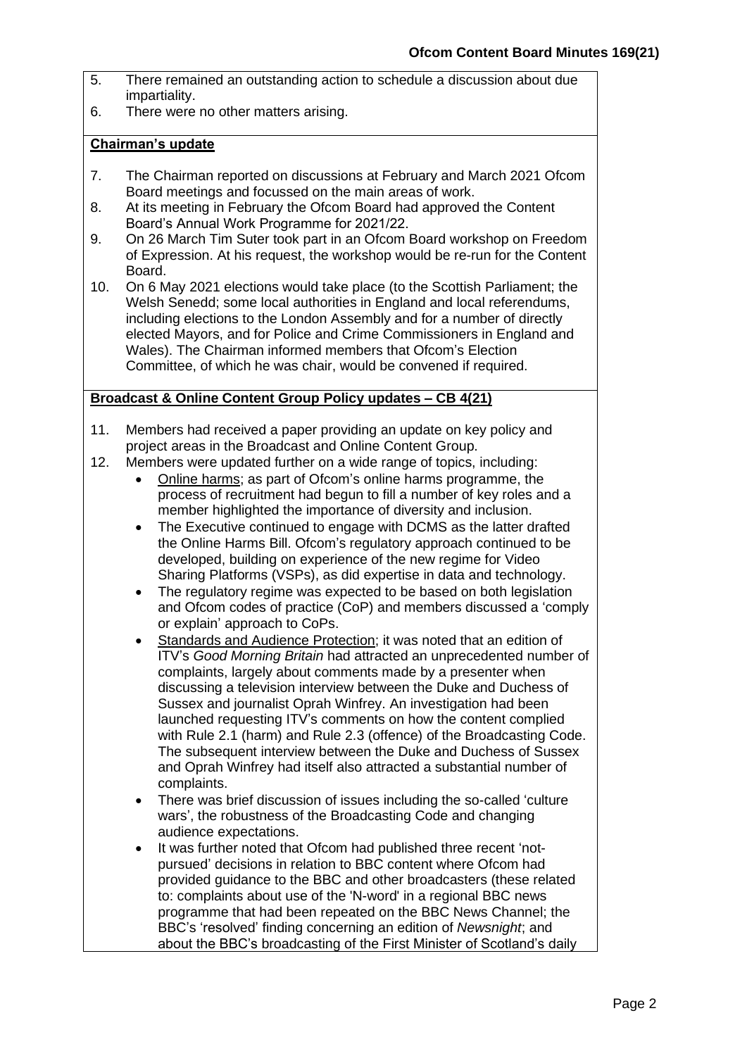5. There remained an outstanding action to schedule a discussion about due impartiality.
6. There were no other matters arising.

**Chairman's update**

7. The Chairman reported on discussions at February and March 2021 Ofcom Board meetings and focussed on the main areas of work.
8. At its meeting in February the Ofcom Board had approved the Content Board's Annual Work Programme for 2021/22.
9. On 26 March Tim Suter took part in an Ofcom Board workshop on Freedom of Expression. At his request, the workshop would be re-run for the Content Board.
10. On 6 May 2021 elections would take place (to the Scottish Parliament; the Welsh Senedd; some local authorities in England and local referendums, including elections to the London Assembly and for a number of directly elected Mayors, and for Police and Crime Commissioners in England and Wales). The Chairman informed members that Ofcom's Election Committee, of which he was chair, would be convened if required.

**Broadcast & Online Content Group Policy updates – CB 4(21)**

11. Members had received a paper providing an update on key policy and project areas in the Broadcast and Online Content Group.
12. Members were updated further on a wide range of topics, including:
    - Online harms; as part of Ofcom's online harms programme, the process of recruitment had begun to fill a number of key roles and a member highlighted the importance of diversity and inclusion.
    - The Executive continued to engage with DCMS as the latter drafted the Online Harms Bill. Ofcom's regulatory approach continued to be developed, building on experience of the new regime for Video Sharing Platforms (VSPs), as did expertise in data and technology.
    - The regulatory regime was expected to be based on both legislation and Ofcom codes of practice (CoP) and members discussed a 'comply or explain' approach to CoPs.
    - Standards and Audience Protection; it was noted that an edition of ITV's *Good Morning Britain* had attracted an unprecedented number of complaints, largely about comments made by a presenter when discussing a television interview between the Duke and Duchess of Sussex and journalist Oprah Winfrey. An investigation had been launched requesting ITV's comments on how the content complied with Rule 2.1 (harm) and Rule 2.3 (offence) of the Broadcasting Code. The subsequent interview between the Duke and Duchess of Sussex and Oprah Winfrey had itself also attracted a substantial number of complaints.
    - There was brief discussion of issues including the so-called 'culture wars', the robustness of the Broadcasting Code and changing audience expectations.
    - It was further noted that Ofcom had published three recent 'not-pursued' decisions in relation to BBC content where Ofcom had provided guidance to the BBC and other broadcasters (these related to: complaints about use of the 'N-word' in a regional BBC news programme that had been repeated on the BBC News Channel; the BBC's 'resolved' finding concerning an edition of *Newsnight*; and about the BBC's broadcasting of the First Minister of Scotland's daily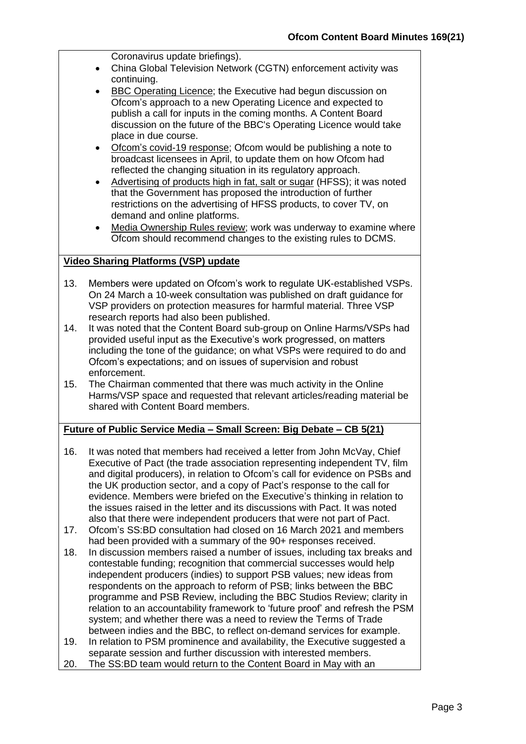Coronavirus update briefings).

- China Global Television Network (CGTN) enforcement activity was continuing.
- BBC Operating Licence; the Executive had begun discussion on Ofcom's approach to a new Operating Licence and expected to publish a call for inputs in the coming months. A Content Board discussion on the future of the BBC's Operating Licence would take place in due course.
- Ofcom's covid-19 response; Ofcom would be publishing a note to broadcast licensees in April, to update them on how Ofcom had reflected the changing situation in its regulatory approach.
- Advertising of products high in fat, salt or sugar (HFSS); it was noted that the Government has proposed the introduction of further restrictions on the advertising of HFSS products, to cover TV, on demand and online platforms.
- Media Ownership Rules review; work was underway to examine where Ofcom should recommend changes to the existing rules to DCMS.

**Video Sharing Platforms (VSP) update**

13. Members were updated on Ofcom's work to regulate UK-established VSPs. On 24 March a 10-week consultation was published on draft guidance for VSP providers on protection measures for harmful material. Three VSP research reports had also been published.
14. It was noted that the Content Board sub-group on Online Harms/VSPs had provided useful input as the Executive's work progressed, on matters including the tone of the guidance; on what VSPs were required to do and Ofcom's expectations; and on issues of supervision and robust enforcement.
15. The Chairman commented that there was much activity in the Online Harms/VSP space and requested that relevant articles/reading material be shared with Content Board members.

**Future of Public Service Media – Small Screen: Big Debate – CB 5(21)**

16. It was noted that members had received a letter from John McVay, Chief Executive of Pact (the trade association representing independent TV, film and digital producers), in relation to Ofcom's call for evidence on PSBs and the UK production sector, and a copy of Pact's response to the call for evidence. Members were briefed on the Executive's thinking in relation to the issues raised in the letter and its discussions with Pact. It was noted also that there were independent producers that were not part of Pact.
17. Ofcom's SS:BD consultation had closed on 16 March 2021 and members had been provided with a summary of the 90+ responses received.
18. In discussion members raised a number of issues, including tax breaks and contestable funding; recognition that commercial successes would help independent producers (indies) to support PSB values; new ideas from respondents on the approach to reform of PSB; links between the BBC programme and PSB Review, including the BBC Studios Review; clarity in relation to an accountability framework to 'future proof' and refresh the PSM system; and whether there was a need to review the Terms of Trade between indies and the BBC, to reflect on-demand services for example.
19. In relation to PSM prominence and availability, the Executive suggested a separate session and further discussion with interested members.
20. The SS:BD team would return to the Content Board in May with an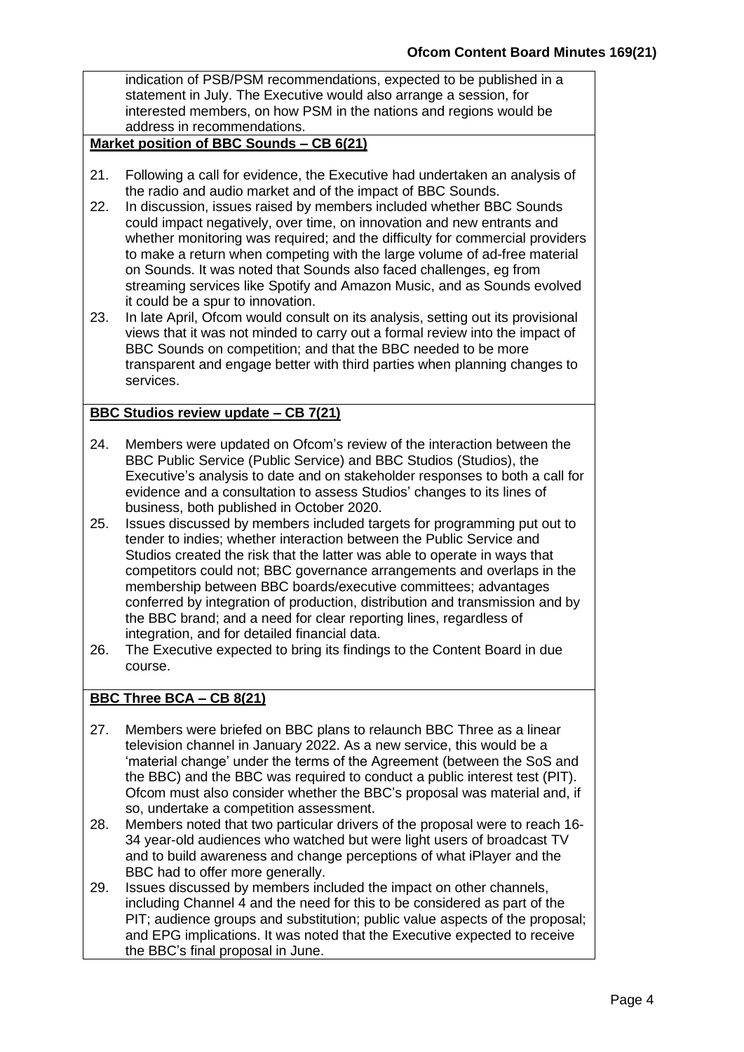indication of PSB/PSM recommendations, expected to be published in a statement in July. The Executive would also arrange a session, for interested members, on how PSM in the nations and regions would be address in recommendations.

**Market position of BBC Sounds – CB 6(21)**

21. Following a call for evidence, the Executive had undertaken an analysis of the radio and audio market and of the impact of BBC Sounds.
22. In discussion, issues raised by members included whether BBC Sounds could impact negatively, over time, on innovation and new entrants and whether monitoring was required; and the difficulty for commercial providers to make a return when competing with the large volume of ad-free material on Sounds. It was noted that Sounds also faced challenges, eg from streaming services like Spotify and Amazon Music, and as Sounds evolved it could be a spur to innovation.
23. In late April, Ofcom would consult on its analysis, setting out its provisional views that it was not minded to carry out a formal review into the impact of BBC Sounds on competition; and that the BBC needed to be more transparent and engage better with third parties when planning changes to services.

**BBC Studios review update – CB 7(21)**

24. Members were updated on Ofcom's review of the interaction between the BBC Public Service (Public Service) and BBC Studios (Studios), the Executive's analysis to date and on stakeholder responses to both a call for evidence and a consultation to assess Studios' changes to its lines of business, both published in October 2020.
25. Issues discussed by members included targets for programming put out to tender to indies; whether interaction between the Public Service and Studios created the risk that the latter was able to operate in ways that competitors could not; BBC governance arrangements and overlaps in the membership between BBC boards/executive committees; advantages conferred by integration of production, distribution and transmission and by the BBC brand; and a need for clear reporting lines, regardless of integration, and for detailed financial data.
26. The Executive expected to bring its findings to the Content Board in due course.

**BBC Three BCA – CB 8(21)**

27. Members were briefed on BBC plans to relaunch BBC Three as a linear television channel in January 2022. As a new service, this would be a 'material change' under the terms of the Agreement (between the SoS and the BBC) and the BBC was required to conduct a public interest test (PIT). Ofcom must also consider whether the BBC's proposal was material and, if so, undertake a competition assessment.
28. Members noted that two particular drivers of the proposal were to reach 16-34 year-old audiences who watched but were light users of broadcast TV and to build awareness and change perceptions of what iPlayer and the BBC had to offer more generally.
29. Issues discussed by members included the impact on other channels, including Channel 4 and the need for this to be considered as part of the PIT; audience groups and substitution; public value aspects of the proposal; and EPG implications. It was noted that the Executive expected to receive the BBC's final proposal in June.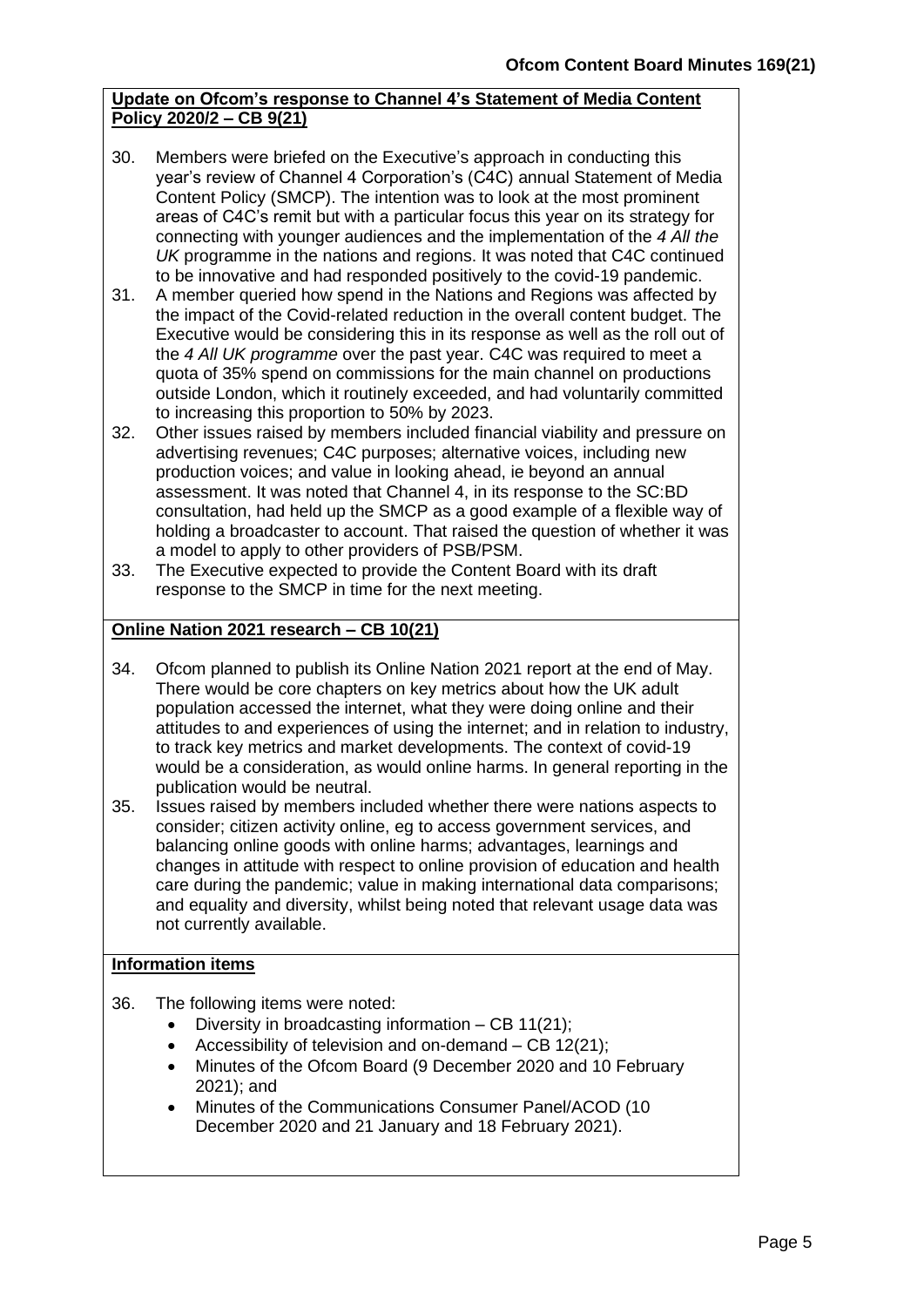**Update on Ofcom's response to Channel 4's Statement of Media Content Policy 2020/2 – CB 9(21)**

30. Members were briefed on the Executive's approach in conducting this year's review of Channel 4 Corporation's (C4C) annual Statement of Media Content Policy (SMCP). The intention was to look at the most prominent areas of C4C's remit but with a particular focus this year on its strategy for connecting with younger audiences and the implementation of the *4 All the UK* programme in the nations and regions. It was noted that C4C continued to be innovative and had responded positively to the covid-19 pandemic.
31. A member queried how spend in the Nations and Regions was affected by the impact of the Covid-related reduction in the overall content budget. The Executive would be considering this in its response as well as the roll out of the *4 All UK programme* over the past year. C4C was required to meet a quota of 35% spend on commissions for the main channel on productions outside London, which it routinely exceeded, and had voluntarily committed to increasing this proportion to 50% by 2023.
32. Other issues raised by members included financial viability and pressure on advertising revenues; C4C purposes; alternative voices, including new production voices; and value in looking ahead, ie beyond an annual assessment. It was noted that Channel 4, in its response to the SC:BD consultation, had held up the SMCP as a good example of a flexible way of holding a broadcaster to account. That raised the question of whether it was a model to apply to other providers of PSB/PSM.
33. The Executive expected to provide the Content Board with its draft response to the SMCP in time for the next meeting.

**Online Nation 2021 research – CB 10(21)**

34. Ofcom planned to publish its Online Nation 2021 report at the end of May. There would be core chapters on key metrics about how the UK adult population accessed the internet, what they were doing online and their attitudes to and experiences of using the internet; and in relation to industry, to track key metrics and market developments. The context of covid-19 would be a consideration, as would online harms. In general reporting in the publication would be neutral.
35. Issues raised by members included whether there were nations aspects to consider; citizen activity online, eg to access government services, and balancing online goods with online harms; advantages, learnings and changes in attitude with respect to online provision of education and health care during the pandemic; value in making international data comparisons; and equality and diversity, whilst being noted that relevant usage data was not currently available.

**Information items**

36. The following items were noted:
    - Diversity in broadcasting information – CB 11(21);
    - Accessibility of television and on-demand – CB 12(21);
    - Minutes of the Ofcom Board (9 December 2020 and 10 February 2021); and
    - Minutes of the Communications Consumer Panel/ACOD (10 December 2020 and 21 January and 18 February 2021).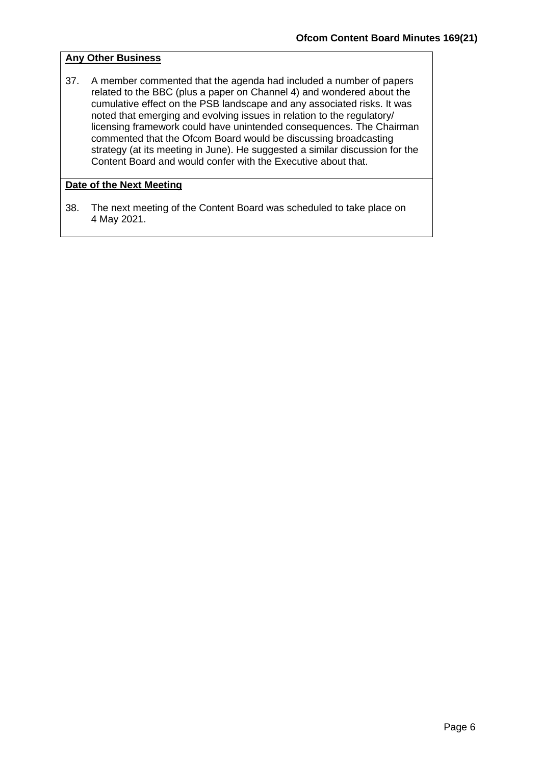**Any Other Business**

37. A member commented that the agenda had included a number of papers related to the BBC (plus a paper on Channel 4) and wondered about the cumulative effect on the PSB landscape and any associated risks. It was noted that emerging and evolving issues in relation to the regulatory/ licensing framework could have unintended consequences. The Chairman commented that the Ofcom Board would be discussing broadcasting strategy (at its meeting in June). He suggested a similar discussion for the Content Board and would confer with the Executive about that.

**Date of the Next Meeting**

38. The next meeting of the Content Board was scheduled to take place on 4 May 2021.